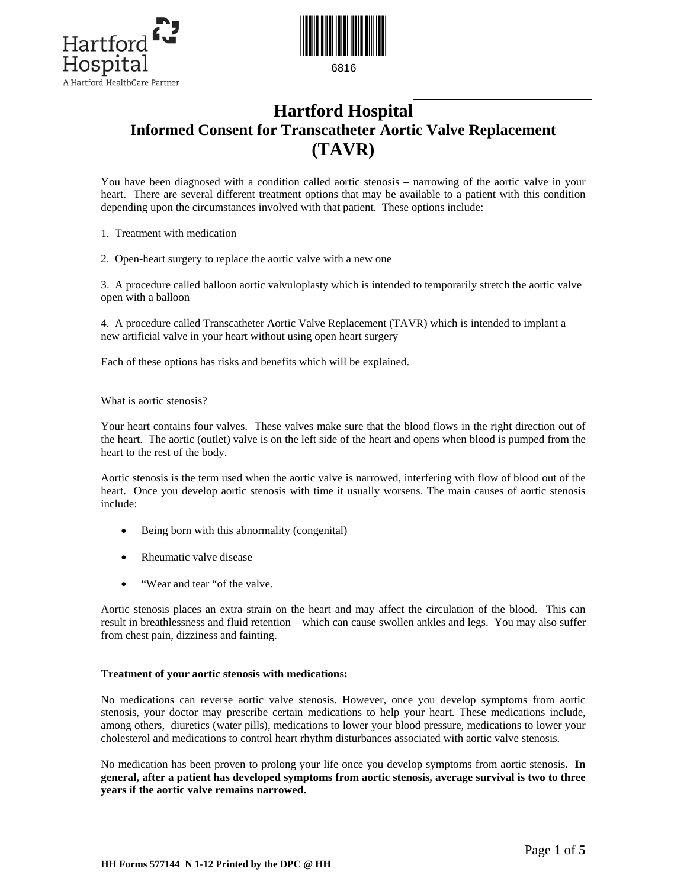# Hartford Hospital

## Informed Consent for Transcatheter Aortic Valve Replacement (TAVR)

You have been diagnosed with a condition called aortic stenosis – narrowing of the aortic valve in your heart. There are several different treatment options that may be available to a patient with this condition depending upon the circumstances involved with that patient. These options include:

1. Treatment with medication

2. Open-heart surgery to replace the aortic valve with a new one

3. A procedure called balloon aortic valvuloplasty which is intended to temporarily stretch the aortic valve open with a balloon

4. A procedure called Transcatheter Aortic Valve Replacement (TAVR) which is intended to implant a new artificial valve in your heart without using open heart surgery

Each of these options has risks and benefits which will be explained.

What is aortic stenosis?

Your heart contains four valves. These valves make sure that the blood flows in the right direction out of the heart. The aortic (outlet) valve is on the left side of the heart and opens when blood is pumped from the heart to the rest of the body.

Aortic stenosis is the term used when the aortic valve is narrowed, interfering with flow of blood out of the heart. Once you develop aortic stenosis with time it usually worsens. The main causes of aortic stenosis include:

- Being born with this abnormality (congenital)
- Rheumatic valve disease
- "Wear and tear "of the valve.

Aortic stenosis places an extra strain on the heart and may affect the circulation of the blood. This can result in breathlessness and fluid retention – which can cause swollen ankles and legs. You may also suffer from chest pain, dizziness and fainting.

**Treatment of your aortic stenosis with medications:**

No medications can reverse aortic valve stenosis. However, once you develop symptoms from aortic stenosis, your doctor may prescribe certain medications to help your heart. These medications include, among others, diuretics (water pills), medications to lower your blood pressure, medications to lower your cholesterol and medications to control heart rhythm disturbances associated with aortic valve stenosis.

No medication has been proven to prolong your life once you develop symptoms from aortic stenosis**. In general, after a patient has developed symptoms from aortic stenosis, average survival is two to three years if the aortic valve remains narrowed.**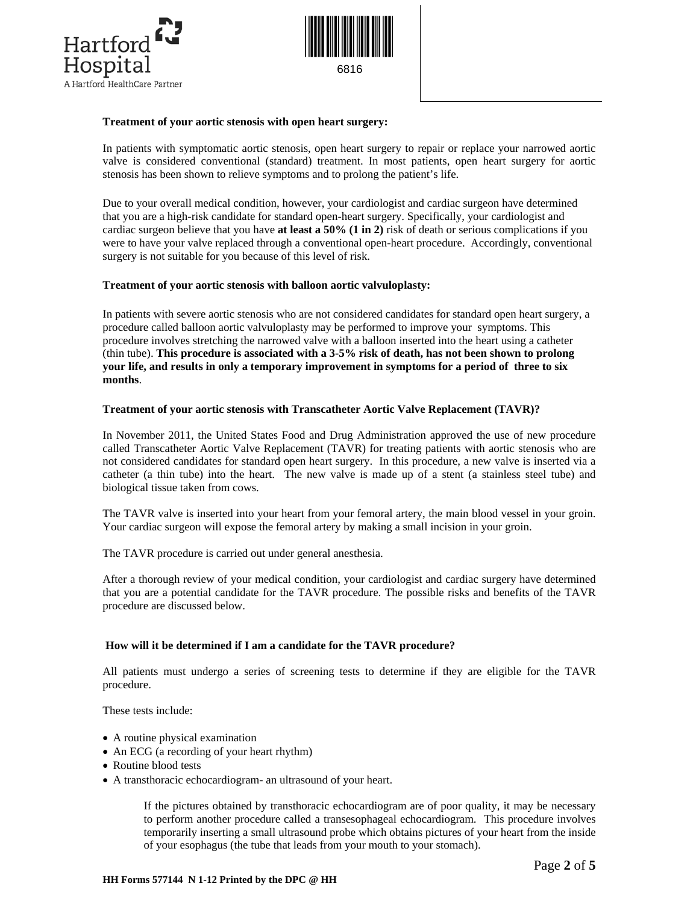**Treatment of your aortic stenosis with open heart surgery:**

In patients with symptomatic aortic stenosis, open heart surgery to repair or replace your narrowed aortic valve is considered conventional (standard) treatment. In most patients, open heart surgery for aortic stenosis has been shown to relieve symptoms and to prolong the patient's life.

Due to your overall medical condition, however, your cardiologist and cardiac surgeon have determined that you are a high-risk candidate for standard open-heart surgery. Specifically, your cardiologist and cardiac surgeon believe that you have **at least a 50% (1 in 2)** risk of death or serious complications if you were to have your valve replaced through a conventional open-heart procedure. Accordingly, conventional surgery is not suitable for you because of this level of risk.

**Treatment of your aortic stenosis with balloon aortic valvuloplasty:**

In patients with severe aortic stenosis who are not considered candidates for standard open heart surgery, a procedure called balloon aortic valvuloplasty may be performed to improve your symptoms. This procedure involves stretching the narrowed valve with a balloon inserted into the heart using a catheter (thin tube). **This procedure is associated with a 3-5% risk of death, has not been shown to prolong your life, and results in only a temporary improvement in symptoms for a period of three to six months**.

**Treatment of your aortic stenosis with Transcatheter Aortic Valve Replacement (TAVR)?**

In November 2011, the United States Food and Drug Administration approved the use of new procedure called Transcatheter Aortic Valve Replacement (TAVR) for treating patients with aortic stenosis who are not considered candidates for standard open heart surgery. In this procedure, a new valve is inserted via a catheter (a thin tube) into the heart. The new valve is made up of a stent (a stainless steel tube) and biological tissue taken from cows.

The TAVR valve is inserted into your heart from your femoral artery, the main blood vessel in your groin. Your cardiac surgeon will expose the femoral artery by making a small incision in your groin.

The TAVR procedure is carried out under general anesthesia.

After a thorough review of your medical condition, your cardiologist and cardiac surgery have determined that you are a potential candidate for the TAVR procedure. The possible risks and benefits of the TAVR procedure are discussed below.

**How will it be determined if I am a candidate for the TAVR procedure?**

All patients must undergo a series of screening tests to determine if they are eligible for the TAVR procedure.

These tests include:

- A routine physical examination
- An ECG (a recording of your heart rhythm)
- Routine blood tests
- A transthoracic echocardiogram- an ultrasound of your heart.

  If the pictures obtained by transthoracic echocardiogram are of poor quality, it may be necessary to perform another procedure called a transesophageal echocardiogram. This procedure involves temporarily inserting a small ultrasound probe which obtains pictures of your heart from the inside of your esophagus (the tube that leads from your mouth to your stomach).

**HH Forms 577144 N 1-12 Printed by the DPC @ HH**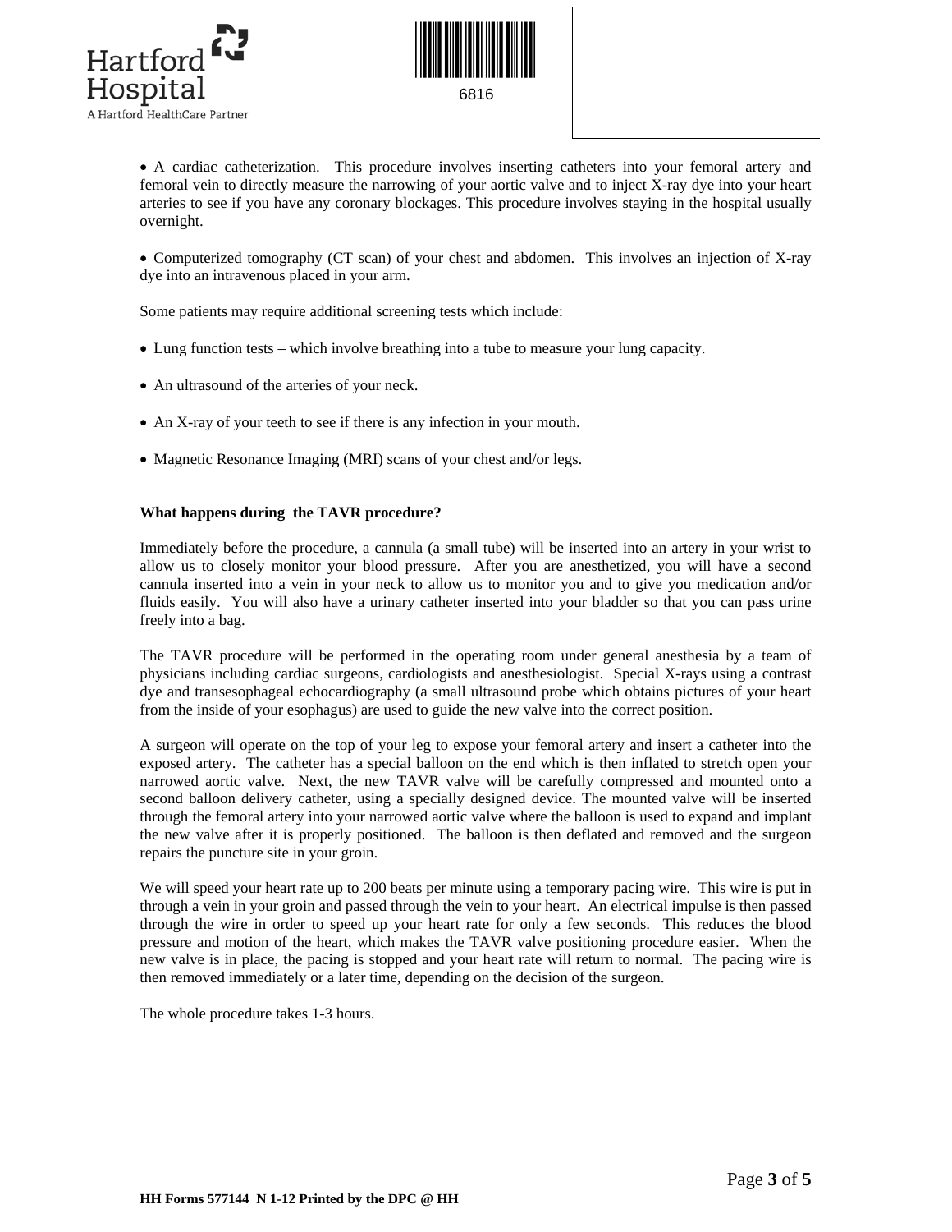- A cardiac catheterization. This procedure involves inserting catheters into your femoral artery and femoral vein to directly measure the narrowing of your aortic valve and to inject X-ray dye into your heart arteries to see if you have any coronary blockages. This procedure involves staying in the hospital usually overnight.

- Computerized tomography (CT scan) of your chest and abdomen. This involves an injection of X-ray dye into an intravenous placed in your arm.

Some patients may require additional screening tests which include:

- Lung function tests – which involve breathing into a tube to measure your lung capacity.

- An ultrasound of the arteries of your neck.

- An X-ray of your teeth to see if there is any infection in your mouth.

- Magnetic Resonance Imaging (MRI) scans of your chest and/or legs.

**What happens during the TAVR procedure?**

Immediately before the procedure, a cannula (a small tube) will be inserted into an artery in your wrist to allow us to closely monitor your blood pressure. After you are anesthetized, you will have a second cannula inserted into a vein in your neck to allow us to monitor you and to give you medication and/or fluids easily. You will also have a urinary catheter inserted into your bladder so that you can pass urine freely into a bag.

The TAVR procedure will be performed in the operating room under general anesthesia by a team of physicians including cardiac surgeons, cardiologists and anesthesiologist. Special X-rays using a contrast dye and transesophageal echocardiography (a small ultrasound probe which obtains pictures of your heart from the inside of your esophagus) are used to guide the new valve into the correct position.

A surgeon will operate on the top of your leg to expose your femoral artery and insert a catheter into the exposed artery. The catheter has a special balloon on the end which is then inflated to stretch open your narrowed aortic valve. Next, the new TAVR valve will be carefully compressed and mounted onto a second balloon delivery catheter, using a specially designed device. The mounted valve will be inserted through the femoral artery into your narrowed aortic valve where the balloon is used to expand and implant the new valve after it is properly positioned. The balloon is then deflated and removed and the surgeon repairs the puncture site in your groin.

We will speed your heart rate up to 200 beats per minute using a temporary pacing wire. This wire is put in through a vein in your groin and passed through the vein to your heart. An electrical impulse is then passed through the wire in order to speed up your heart rate for only a few seconds. This reduces the blood pressure and motion of the heart, which makes the TAVR valve positioning procedure easier. When the new valve is in place, the pacing is stopped and your heart rate will return to normal. The pacing wire is then removed immediately or a later time, depending on the decision of the surgeon.

The whole procedure takes 1-3 hours.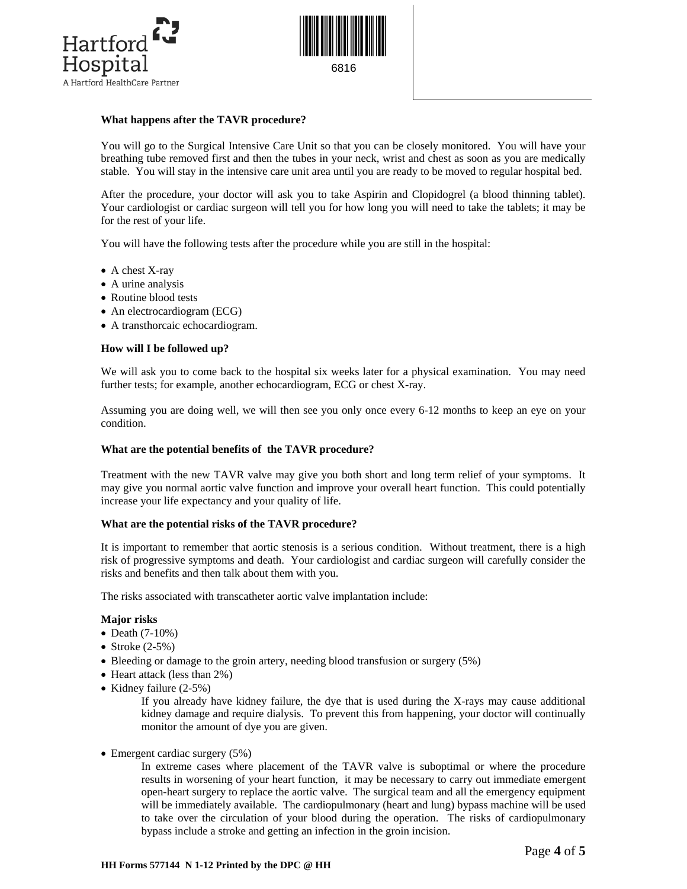**What happens after the TAVR procedure?**

You will go to the Surgical Intensive Care Unit so that you can be closely monitored. You will have your breathing tube removed first and then the tubes in your neck, wrist and chest as soon as you are medically stable. You will stay in the intensive care unit area until you are ready to be moved to regular hospital bed.

After the procedure, your doctor will ask you to take Aspirin and Clopidogrel (a blood thinning tablet). Your cardiologist or cardiac surgeon will tell you for how long you will need to take the tablets; it may be for the rest of your life.

You will have the following tests after the procedure while you are still in the hospital:

- A chest X-ray
- A urine analysis
- Routine blood tests
- An electrocardiogram (ECG)
- A transthorcaic echocardiogram.

**How will I be followed up?**

We will ask you to come back to the hospital six weeks later for a physical examination. You may need further tests; for example, another echocardiogram, ECG or chest X-ray.

Assuming you are doing well, we will then see you only once every 6-12 months to keep an eye on your condition.

**What are the potential benefits of the TAVR procedure?**

Treatment with the new TAVR valve may give you both short and long term relief of your symptoms. It may give you normal aortic valve function and improve your overall heart function. This could potentially increase your life expectancy and your quality of life.

**What are the potential risks of the TAVR procedure?**

It is important to remember that aortic stenosis is a serious condition. Without treatment, there is a high risk of progressive symptoms and death. Your cardiologist and cardiac surgeon will carefully consider the risks and benefits and then talk about them with you.

The risks associated with transcatheter aortic valve implantation include:

**Major risks**

- Death (7-10%)
- Stroke (2-5%)
- Bleeding or damage to the groin artery, needing blood transfusion or surgery (5%)
- Heart attack (less than 2%)
- Kidney failure (2-5%)

  If you already have kidney failure, the dye that is used during the X-rays may cause additional kidney damage and require dialysis. To prevent this from happening, your doctor will continually monitor the amount of dye you are given.

- Emergent cardiac surgery (5%)

  In extreme cases where placement of the TAVR valve is suboptimal or where the procedure results in worsening of your heart function, it may be necessary to carry out immediate emergent open-heart surgery to replace the aortic valve. The surgical team and all the emergency equipment will be immediately available. The cardiopulmonary (heart and lung) bypass machine will be used to take over the circulation of your blood during the operation. The risks of cardiopulmonary bypass include a stroke and getting an infection in the groin incision.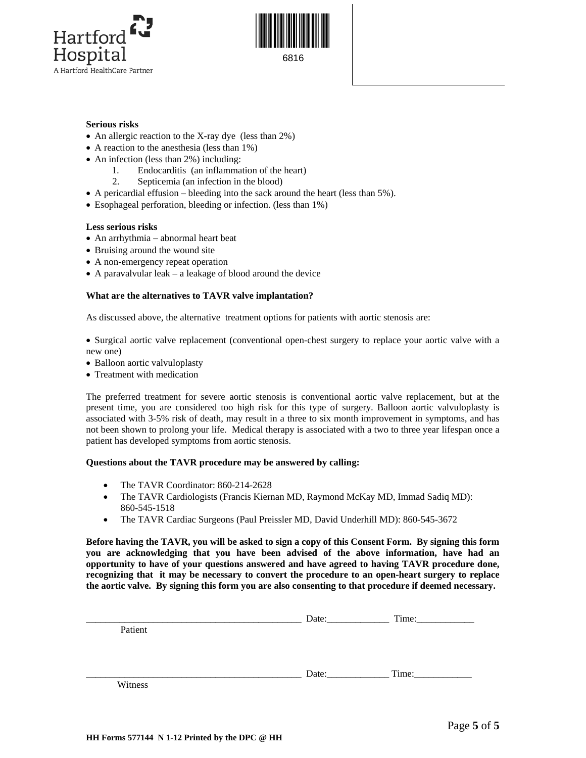**Serious risks**

- An allergic reaction to the X-ray dye (less than 2%)
- A reaction to the anesthesia (less than 1%)
- An infection (less than 2%) including:
  1. Endocarditis (an inflammation of the heart)
  2. Septicemia (an infection in the blood)
- A pericardial effusion – bleeding into the sack around the heart (less than 5%).
- Esophageal perforation, bleeding or infection. (less than 1%)

**Less serious risks**

- An arrhythmia – abnormal heart beat
- Bruising around the wound site
- A non-emergency repeat operation
- A paravalvular leak – a leakage of blood around the device

**What are the alternatives to TAVR valve implantation?**

As discussed above, the alternative treatment options for patients with aortic stenosis are:

- Surgical aortic valve replacement (conventional open-chest surgery to replace your aortic valve with a new one)
- Balloon aortic valvuloplasty
- Treatment with medication

The preferred treatment for severe aortic stenosis is conventional aortic valve replacement, but at the present time, you are considered too high risk for this type of surgery. Balloon aortic valvuloplasty is associated with 3-5% risk of death, may result in a three to six month improvement in symptoms, and has not been shown to prolong your life. Medical therapy is associated with a two to three year lifespan once a patient has developed symptoms from aortic stenosis.

**Questions about the TAVR procedure may be answered by calling:**

- The TAVR Coordinator: 860-214-2628
- The TAVR Cardiologists (Francis Kiernan MD, Raymond McKay MD, Immad Sadiq MD): 860-545-1518
- The TAVR Cardiac Surgeons (Paul Preissler MD, David Underhill MD): 860-545-3672

**Before having the TAVR, you will be asked to sign a copy of this Consent Form. By signing this form you are acknowledging that you have been advised of the above information, have had an opportunity to have of your questions answered and have agreed to having TAVR procedure done, recognizing that it may be necessary to convert the procedure to an open-heart surgery to replace the aortic valve. By signing this form you are also consenting to that procedure if deemed necessary.**

_______________________________________________ Date:_____________ Time:____________
Patient

_______________________________________________ Date:_____________ Time:____________
Witness

**HH Forms 577144 N 1-12 Printed by the DPC @ HH**